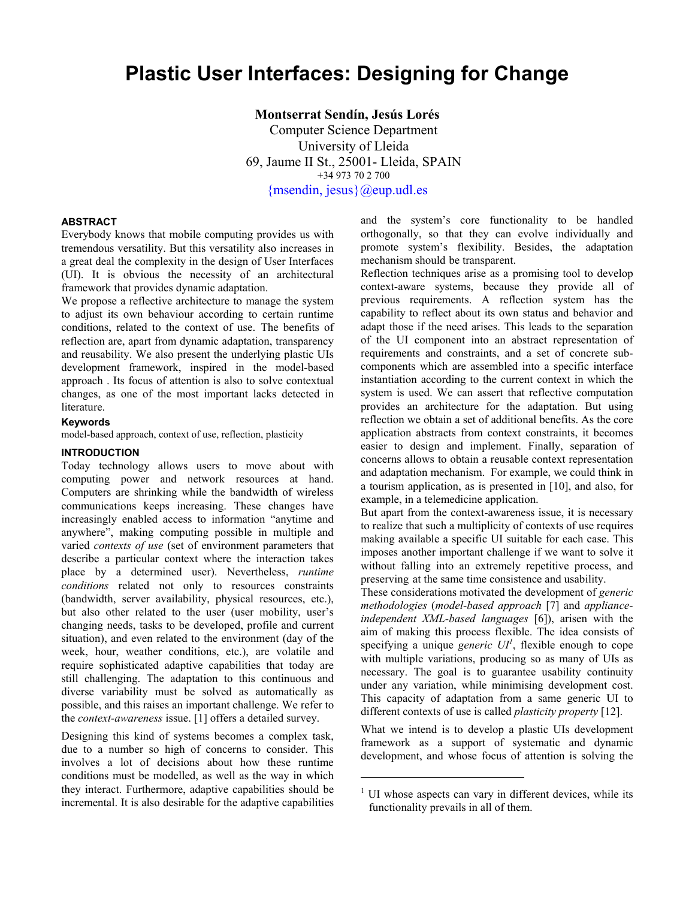# Plastic User Interfaces: Designing for Change

**Montserrat Sendín, Jesús Lorés**
Computer Science Department
University of Lleida
69, Jaume II St., 25001- Lleida, SPAIN
+34 973 70 2 700
{msendin, jesus}@eup.udl.es

## ABSTRACT

Everybody knows that mobile computing provides us with tremendous versatility. But this versatility also increases in a great deal the complexity in the design of User Interfaces (UI). It is obvious the necessity of an architectural framework that provides dynamic adaptation.

We propose a reflective architecture to manage the system to adjust its own behaviour according to certain runtime conditions, related to the context of use. The benefits of reflection are, apart from dynamic adaptation, transparency and reusability. We also present the underlying plastic UIs development framework, inspired in the model-based approach . Its focus of attention is also to solve contextual changes, as one of the most important lacks detected in literature.

### Keywords

model-based approach, context of use, reflection, plasticity

## INTRODUCTION

Today technology allows users to move about with computing power and network resources at hand. Computers are shrinking while the bandwidth of wireless communications keeps increasing. These changes have increasingly enabled access to information "anytime and anywhere", making computing possible in multiple and varied *contexts of use* (set of environment parameters that describe a particular context where the interaction takes place by a determined user). Nevertheless, *runtime conditions* related not only to resources constraints (bandwidth, server availability, physical resources, etc.), but also other related to the user (user mobility, user's changing needs, tasks to be developed, profile and current situation), and even related to the environment (day of the week, hour, weather conditions, etc.), are volatile and require sophisticated adaptive capabilities that today are still challenging. The adaptation to this continuous and diverse variability must be solved as automatically as possible, and this raises an important challenge. We refer to the *context-awareness* issue. [1] offers a detailed survey.

Designing this kind of systems becomes a complex task, due to a number so high of concerns to consider. This involves a lot of decisions about how these runtime conditions must be modelled, as well as the way in which they interact. Furthermore, adaptive capabilities should be incremental. It is also desirable for the adaptive capabilities and the system's core functionality to be handled orthogonally, so that they can evolve individually and promote system's flexibility. Besides, the adaptation mechanism should be transparent.

Reflection techniques arise as a promising tool to develop context-aware systems, because they provide all of previous requirements. A reflection system has the capability to reflect about its own status and behavior and adapt those if the need arises. This leads to the separation of the UI component into an abstract representation of requirements and constraints, and a set of concrete sub-components which are assembled into a specific interface instantiation according to the current context in which the system is used. We can assert that reflective computation provides an architecture for the adaptation. But using reflection we obtain a set of additional benefits. As the core application abstracts from context constraints, it becomes easier to design and implement. Finally, separation of concerns allows to obtain a reusable context representation and adaptation mechanism. For example, we could think in a tourism application, as is presented in [10], and also, for example, in a telemedicine application.

But apart from the context-awareness issue, it is necessary to realize that such a multiplicity of contexts of use requires making available a specific UI suitable for each case. This imposes another important challenge if we want to solve it without falling into an extremely repetitive process, and preserving at the same time consistence and usability.

These considerations motivated the development of *generic methodologies* (*model-based approach* [7] and *appliance-independent XML-based languages* [6]), arisen with the aim of making this process flexible. The idea consists of specifying a unique *generic UI*[1], flexible enough to cope with multiple variations, producing so as many of UIs as necessary. The goal is to guarantee usability continuity under any variation, while minimising development cost. This capacity of adaptation from a same generic UI to different contexts of use is called *plasticity property* [12].

What we intend is to develop a plastic UIs development framework as a support of systematic and dynamic development, and whose focus of attention is solving the

[1] UI whose aspects can vary in different devices, while its functionality prevails in all of them.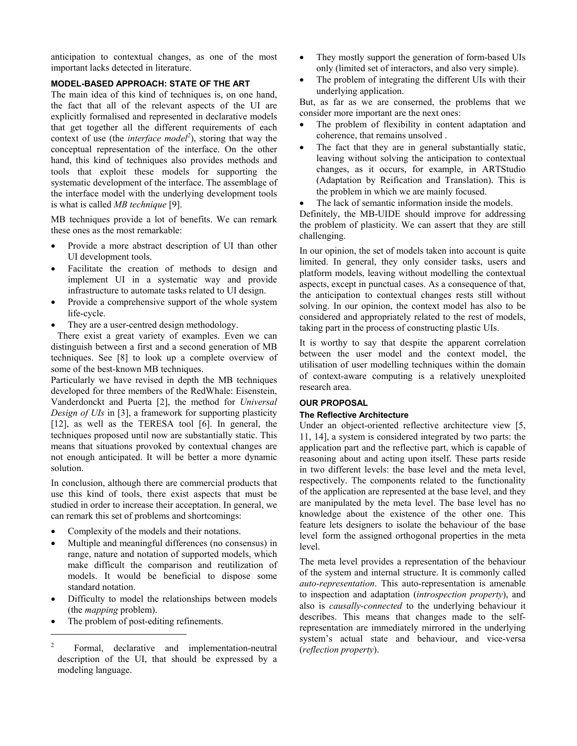anticipation to contextual changes, as one of the most important lacks detected in literature.

## MODEL-BASED APPROACH: STATE OF THE ART

The main idea of this kind of techniques is, on one hand, the fact that all of the relevant aspects of the UI are explicitly formalised and represented in declarative models that get together all the different requirements of each context of use (the *interface model*[2]), storing that way the conceptual representation of the interface. On the other hand, this kind of techniques also provides methods and tools that exploit these models for supporting the systematic development of the interface. The assemblage of the interface model with the underlying development tools is what is called *MB technique* [9].

MB techniques provide a lot of benefits. We can remark these ones as the most remarkable:

- Provide a more abstract description of UI than other UI development tools.
- Facilitate the creation of methods to design and implement UI in a systematic way and provide infrastructure to automate tasks related to UI design.
- Provide a comprehensive support of the whole system life-cycle.
- They are a user-centred design methodology.

There exist a great variety of examples. Even we can distinguish between a first and a second generation of MB techniques. See [8] to look up a complete overview of some of the best-known MB techniques.

Particularly we have revised in depth the MB techniques developed for three members of the RedWhale: Eisenstein, Vanderdonckt and Puerta [2], the method for *Universal Design of UIs* in [3], a framework for supporting plasticity [12], as well as the TERESA tool [6]. In general, the techniques proposed until now are substantially static. This means that situations provoked by contextual changes are not enough anticipated. It will be better a more dynamic solution.

In conclusion, although there are commercial products that use this kind of tools, there exist aspects that must be studied in order to increase their acceptation. In general, we can remark this set of problems and shortcomings:

- Complexity of the models and their notations.
- Multiple and meaningful differences (no consensus) in range, nature and notation of supported models, which make difficult the comparison and reutilization of models. It would be beneficial to dispose some standard notation.
- Difficulty to model the relationships between models (the *mapping* problem).
- The problem of post-editing refinements.
- They mostly support the generation of form-based UIs only (limited set of interactors, and also very simple).
- The problem of integrating the different UIs with their underlying application.

But, as far as we are conserned, the problems that we consider more important are the next ones:

- The problem of flexibility in content adaptation and coherence, that remains unsolved .
- The fact that they are in general substantially static, leaving without solving the anticipation to contextual changes, as it occurs, for example, in ARTStudio (Adaptation by Reification and Translation). This is the problem in which we are mainly focused.
- The lack of semantic information inside the models.

Definitely, the MB-UIDE should improve for addressing the problem of plasticity. We can assert that they are still challenging.

In our opinion, the set of models taken into account is quite limited. In general, they only consider tasks, users and platform models, leaving without modelling the contextual aspects, except in punctual cases. As a consequence of that, the anticipation to contextual changes rests still without solving. In our opinion, the context model has also to be considered and appropriately related to the rest of models, taking part in the process of constructing plastic UIs.

It is worthy to say that despite the apparent correlation between the user model and the context model, the utilisation of user modelling techniques within the domain of context-aware computing is a relatively unexploited research area.

## OUR PROPOSAL

### The Reflective Architecture

Under an object-oriented reflective architecture view [5, 11, 14], a system is considered integrated by two parts: the application part and the reflective part, which is capable of reasoning about and acting upon itself. These parts reside in two different levels: the base level and the meta level, respectively. The components related to the functionality of the application are represented at the base level, and they are manipulated by the meta level. The base level has no knowledge about the existence of the other one. This feature lets designers to isolate the behaviour of the base level form the assigned orthogonal properties in the meta level.

The meta level provides a representation of the behaviour of the system and internal structure. It is commonly called *auto-representation*. This auto-representation is amenable to inspection and adaptation (*introspection property*), and also is *causally-connected* to the underlying behaviour it describes. This means that changes made to the self-representation are immediately mirrored in the underlying system's actual state and behaviour, and vice-versa (*reflection property*).

[2] Formal, declarative and implementation-neutral description of the UI, that should be expressed by a modeling language.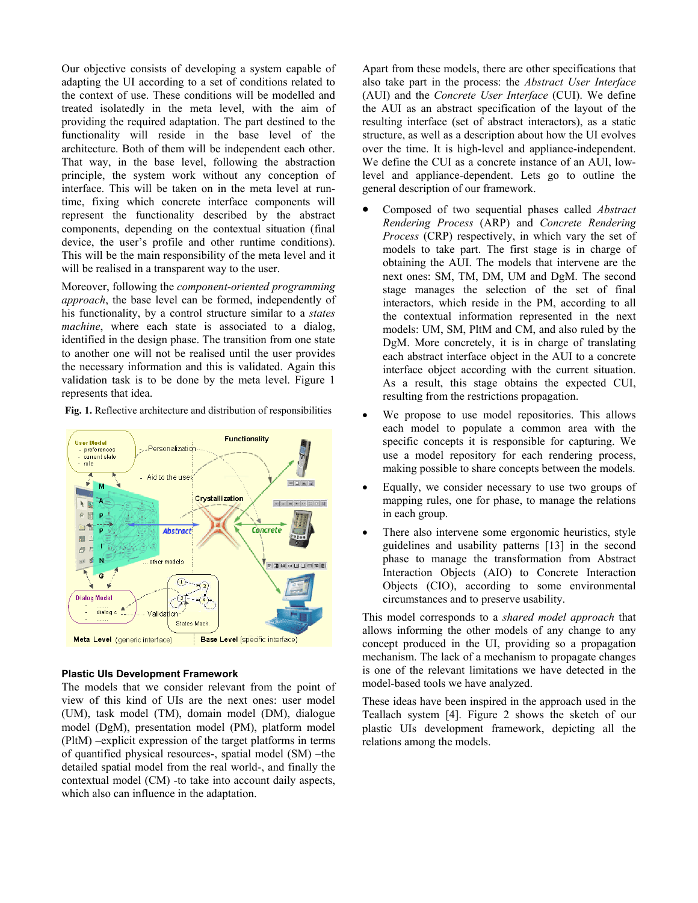Our objective consists of developing a system capable of adapting the UI according to a set of conditions related to the context of use. These conditions will be modelled and treated isolatedly in the meta level, with the aim of providing the required adaptation. The part destined to the functionality will reside in the base level of the architecture. Both of them will be independent each other. That way, in the base level, following the abstraction principle, the system work without any conception of interface. This will be taken on in the meta level at run-time, fixing which concrete interface components will represent the functionality described by the abstract components, depending on the contextual situation (final device, the user's profile and other runtime conditions). This will be the main responsibility of the meta level and it will be realised in a transparent way to the user.

Moreover, following the *component-oriented programming approach*, the base level can be formed, independently of his functionality, by a control structure similar to a *states machine*, where each state is associated to a dialog, identified in the design phase. The transition from one state to another one will not be realised until the user provides the necessary information and this is validated. Again this validation task is to be done by the meta level. Figure 1 represents that idea.

**Fig. 1.** Reflective architecture and distribution of responsibilities

### Plastic UIs Development Framework

The models that we consider relevant from the point of view of this kind of UIs are the next ones: user model (UM), task model (TM), domain model (DM), dialogue model (DgM), presentation model (PM), platform model (PltM) –explicit expression of the target platforms in terms of quantified physical resources-, spatial model (SM) –the detailed spatial model from the real world-, and finally the contextual model (CM) -to take into account daily aspects, which also can influence in the adaptation.

Apart from these models, there are other specifications that also take part in the process: the *Abstract User Interface* (AUI) and the *Concrete User Interface* (CUI). We define the AUI as an abstract specification of the layout of the resulting interface (set of abstract interactors), as a static structure, as well as a description about how the UI evolves over the time. It is high-level and appliance-independent. We define the CUI as a concrete instance of an AUI, low-level and appliance-dependent. Lets go to outline the general description of our framework.

- Composed of two sequential phases called *Abstract Rendering Process* (ARP) and *Concrete Rendering Process* (CRP) respectively, in which vary the set of models to take part. The first stage is in charge of obtaining the AUI. The models that intervene are the next ones: SM, TM, DM, UM and DgM. The second stage manages the selection of the set of final interactors, which reside in the PM, according to all the contextual information represented in the next models: UM, SM, PltM and CM, and also ruled by the DgM. More concretely, it is in charge of translating each abstract interface object in the AUI to a concrete interface object according with the current situation. As a result, this stage obtains the expected CUI, resulting from the restrictions propagation.
- We propose to use model repositories. This allows each model to populate a common area with the specific concepts it is responsible for capturing. We use a model repository for each rendering process, making possible to share concepts between the models.
- Equally, we consider necessary to use two groups of mapping rules, one for phase, to manage the relations in each group.
- There also intervene some ergonomic heuristics, style guidelines and usability patterns [13] in the second phase to manage the transformation from Abstract Interaction Objects (AIO) to Concrete Interaction Objects (CIO), according to some environmental circumstances and to preserve usability.

This model corresponds to a *shared model approach* that allows informing the other models of any change to any concept produced in the UI, providing so a propagation mechanism. The lack of a mechanism to propagate changes is one of the relevant limitations we have detected in the model-based tools we have analyzed.

These ideas have been inspired in the approach used in the Teallach system [4]. Figure 2 shows the sketch of our plastic UIs development framework, depicting all the relations among the models.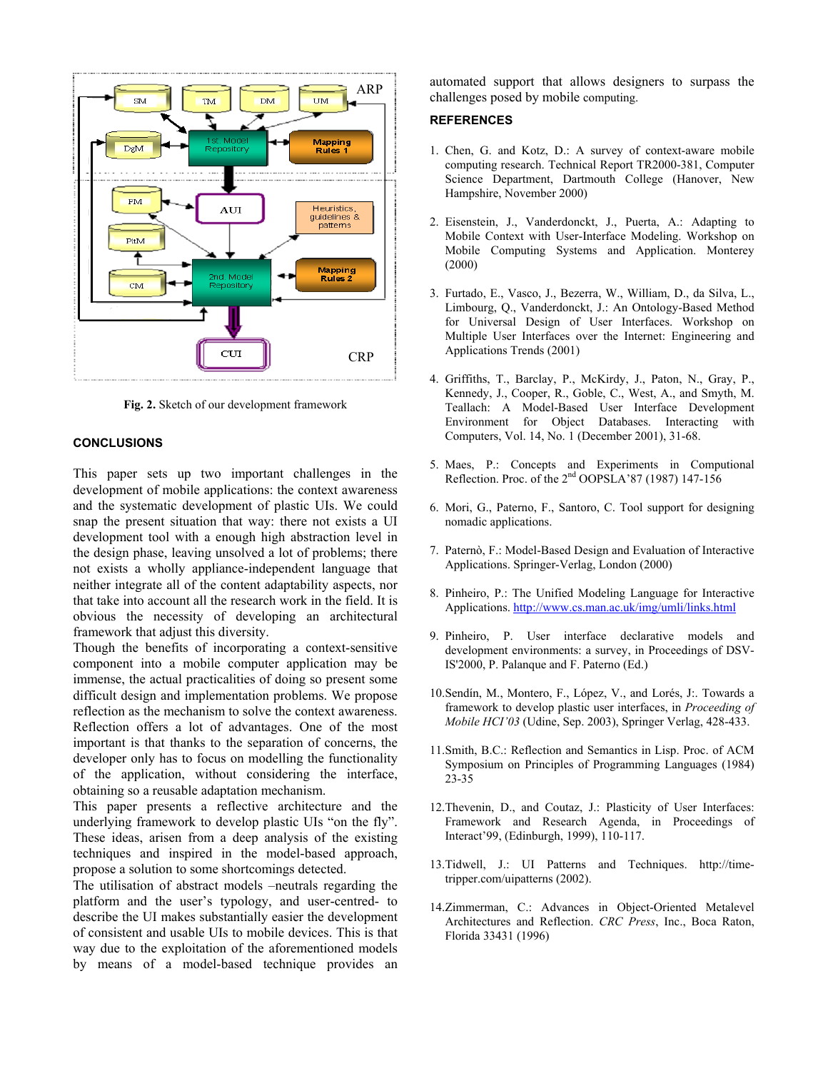SM TM DM UM ARP

DgM 1st. Model Repository Mapping Rules 1

FM AUI Heuristics, guidelines & patterns

PltM

CM 2nd. Model Repository Mapping Rules 2

CUI CRP

**Fig. 2.** Sketch of our development framework

## CONCLUSIONS

This paper sets up two important challenges in the development of mobile applications: the context awareness and the systematic development of plastic UIs. We could snap the present situation that way: there not exists a UI development tool with a enough high abstraction level in the design phase, leaving unsolved a lot of problems; there not exists a wholly appliance-independent language that neither integrate all of the content adaptability aspects, nor that take into account all the research work in the field. It is obvious the necessity of developing an architectural framework that adjust this diversity.

Though the benefits of incorporating a context-sensitive component into a mobile computer application may be immense, the actual practicalities of doing so present some difficult design and implementation problems. We propose reflection as the mechanism to solve the context awareness. Reflection offers a lot of advantages. One of the most important is that thanks to the separation of concerns, the developer only has to focus on modelling the functionality of the application, without considering the interface, obtaining so a reusable adaptation mechanism.

This paper presents a reflective architecture and the underlying framework to develop plastic UIs "on the fly". These ideas, arisen from a deep analysis of the existing techniques and inspired in the model-based approach, propose a solution to some shortcomings detected.

The utilisation of abstract models –neutrals regarding the platform and the user's typology, and user-centred- to describe the UI makes substantially easier the development of consistent and usable UIs to mobile devices. This is that way due to the exploitation of the aforementioned models by means of a model-based technique provides an automated support that allows designers to surpass the challenges posed by mobile computing.

## REFERENCES

1. Chen, G. and Kotz, D.: A survey of context-aware mobile computing research. Technical Report TR2000-381, Computer Science Department, Dartmouth College (Hanover, New Hampshire, November 2000)
2. Eisenstein, J., Vanderdonckt, J., Puerta, A.: Adapting to Mobile Context with User-Interface Modeling. Workshop on Mobile Computing Systems and Application. Monterey (2000)
3. Furtado, E., Vasco, J., Bezerra, W., William, D., da Silva, L., Limbourg, Q., Vanderdonckt, J.: An Ontology-Based Method for Universal Design of User Interfaces. Workshop on Multiple User Interfaces over the Internet: Engineering and Applications Trends (2001)
4. Griffiths, T., Barclay, P., McKirdy, J., Paton, N., Gray, P., Kennedy, J., Cooper, R., Goble, C., West, A., and Smyth, M. Teallach: A Model-Based User Interface Development Environment for Object Databases. Interacting with Computers, Vol. 14, No. 1 (December 2001), 31-68.
5. Maes, P.: Concepts and Experiments in Computional Reflection. Proc. of the 2nd OOPSLA'87 (1987) 147-156
6. Mori, G., Paterno, F., Santoro, C. Tool support for designing nomadic applications.
7. Paternò, F.: Model-Based Design and Evaluation of Interactive Applications. Springer-Verlag, London (2000)
8. Pinheiro, P.: The Unified Modeling Language for Interactive Applications. http://www.cs.man.ac.uk/img/umli/links.html
9. Pinheiro, P. User interface declarative models and development environments: a survey, in Proceedings of DSV-IS'2000, P. Palanque and F. Paterno (Ed.)
10. Sendín, M., Montero, F., López, V., and Lorés, J:. Towards a framework to develop plastic user interfaces, in *Proceeding of Mobile HCI'03* (Udine, Sep. 2003), Springer Verlag, 428-433.
11. Smith, B.C.: Reflection and Semantics in Lisp. Proc. of ACM Symposium on Principles of Programming Languages (1984) 23-35
12. Thevenin, D., and Coutaz, J.: Plasticity of User Interfaces: Framework and Research Agenda, in Proceedings of Interact'99, (Edinburgh, 1999), 110-117.
13. Tidwell, J.: UI Patterns and Techniques. http://time-tripper.com/uipatterns (2002).
14. Zimmerman, C.: Advances in Object-Oriented Metalevel Architectures and Reflection. *CRC Press*, Inc., Boca Raton, Florida 33431 (1996)